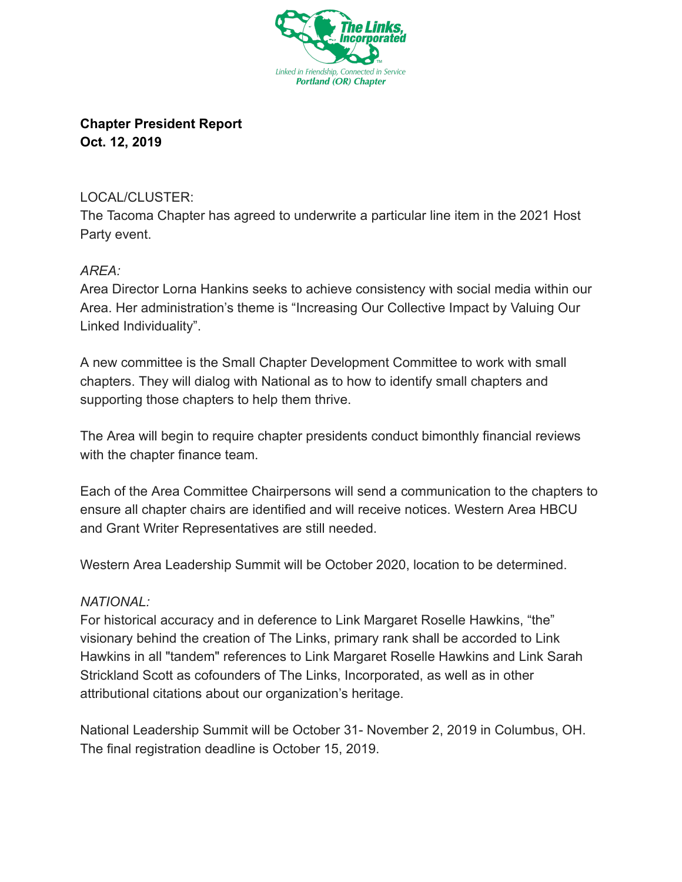Linked in Friendship, Connected in Service
Portland (OR) Chapter

**Chapter President Report**
**Oct. 12, 2019**

LOCAL/CLUSTER:
The Tacoma Chapter has agreed to underwrite a particular line item in the 2021 Host Party event.

*AREA:*
Area Director Lorna Hankins seeks to achieve consistency with social media within our Area. Her administration's theme is "Increasing Our Collective Impact by Valuing Our Linked Individuality".

A new committee is the Small Chapter Development Committee to work with small chapters. They will dialog with National as to how to identify small chapters and supporting those chapters to help them thrive.

The Area will begin to require chapter presidents conduct bimonthly financial reviews with the chapter finance team.

Each of the Area Committee Chairpersons will send a communication to the chapters to ensure all chapter chairs are identified and will receive notices. Western Area HBCU and Grant Writer Representatives are still needed.

Western Area Leadership Summit will be October 2020, location to be determined.

*NATIONAL:*
For historical accuracy and in deference to Link Margaret Roselle Hawkins, "the" visionary behind the creation of The Links, primary rank shall be accorded to Link Hawkins in all "tandem" references to Link Margaret Roselle Hawkins and Link Sarah Strickland Scott as cofounders of The Links, Incorporated, as well as in other attributional citations about our organization's heritage.

National Leadership Summit will be October 31- November 2, 2019 in Columbus, OH. The final registration deadline is October 15, 2019.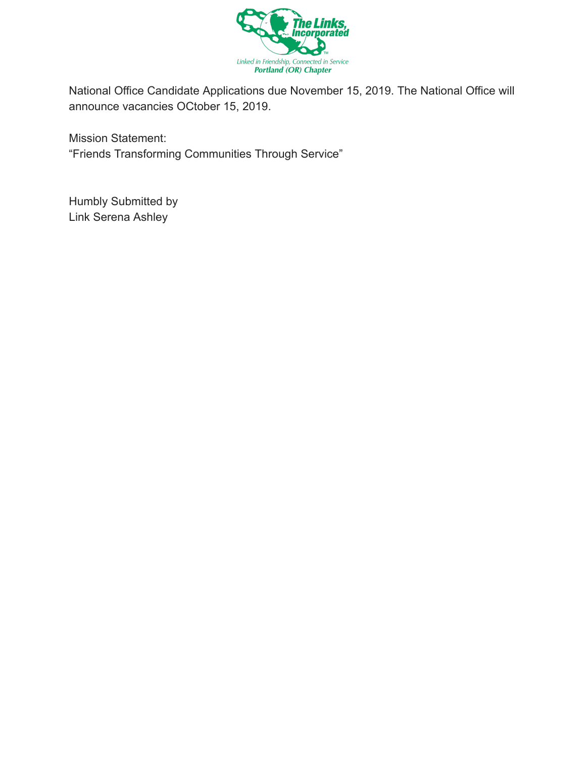National Office Candidate Applications due November 15, 2019. The National Office will announce vacancies OCtober 15, 2019.

Mission Statement:
“Friends Transforming Communities Through Service”

Humbly Submitted by
Link Serena Ashley